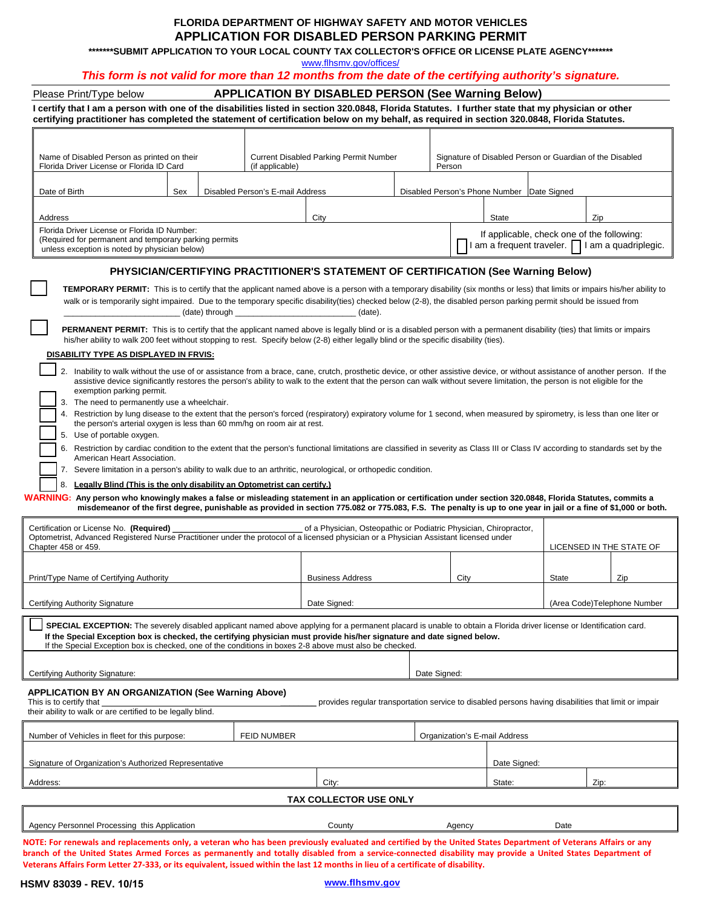# FLORIDA DEPARTMENT OF HIGHWAY SAFETY AND MOTOR VEHICLES
# APPLICATION FOR DISABLED PERSON PARKING PERMIT

**\*\*\*\*\*\*\*SUBMIT APPLICATION TO YOUR LOCAL COUNTY TAX COLLECTOR'S OFFICE OR LICENSE PLATE AGENCY\*\*\*\*\*\*\***

www.flhsmv.gov/offices/

***This form is not valid for more than 12 months from the date of the certifying authority's signature.***

Please Print/Type below **APPLICATION BY DISABLED PERSON (See Warning Below)**

**I certify that I am a person with one of the disabilities listed in section 320.0848, Florida Statutes. I further state that my physician or other certifying practitioner has completed the statement of certification below on my behalf, as required in section 320.0848, Florida Statutes.**

| Name of Disabled Person as printed on their Florida Driver License or Florida ID Card | | Current Disabled Parking Permit Number (if applicable) | | Signature of Disabled Person or Guardian of the Disabled Person | |
|---|---|---|---|---|---|
| Date of Birth | Sex | Disabled Person's E-mail Address | | Disabled Person's Phone Number | Date Signed |
| Address | | City | | State | Zip |
| Florida Driver License or Florida ID Number: (Required for permanent and temporary parking permits unless exception is noted by physician below) | | | | If applicable, check one of the following: ☐ I am a frequent traveler. ☐ I am a quadriplegic. | |

## PHYSICIAN/CERTIFYING PRACTITIONER'S STATEMENT OF CERTIFICATION (See Warning Below)

☐ **TEMPORARY PERMIT:** This is to certify that the applicant named above is a person with a temporary disability (six months or less) that limits or impairs his/her ability to walk or is temporarily sight impaired. Due to the temporary specific disability(ties) checked below (2-8), the disabled person parking permit should be issued from ________________________ (date) through ________________________ (date).

☐ **PERMANENT PERMIT:** This is to certify that the applicant named above is legally blind or is a disabled person with a permanent disability (ties) that limits or impairs his/her ability to walk 200 feet without stopping to rest. Specify below (2-8) either legally blind or the specific disability (ties).

**DISABILITY TYPE AS DISPLAYED IN FRVIS:**

- ☐ 2. Inability to walk without the use of or assistance from a brace, cane, crutch, prosthetic device, or other assistive device, or without assistance of another person. If the assistive device significantly restores the person's ability to walk to the extent that the person can walk without severe limitation, the person is not eligible for the exemption parking permit.
- ☐ 3. The need to permanently use a wheelchair.
- ☐ 4. Restriction by lung disease to the extent that the person's forced (respiratory) expiratory volume for 1 second, when measured by spirometry, is less than one liter or the person's arterial oxygen is less than 60 mm/hg on room air at rest.
- ☐ 5. Use of portable oxygen.
- ☐ 6. Restriction by cardiac condition to the extent that the person's functional limitations are classified in severity as Class III or Class IV according to standards set by the American Heart Association.
- ☐ 7. Severe limitation in a person's ability to walk due to an arthritic, neurological, or orthopedic condition.
- ☐ 8. **Legally Blind (This is the only disability an Optometrist can certify.)**

**WARNING: Any person who knowingly makes a false or misleading statement in an application or certification under section 320.0848, Florida Statutes, commits a misdemeanor of the first degree, punishable as provided in section 775.082 or 775.083, F.S. The penalty is up to one year in jail or a fine of $1,000 or both.**

| Certification or License No. **(Required)** ____________________ of a Physician, Osteopathic or Podiatric Physician, Chiropractor, Optometrist, Advanced Registered Nurse Practitioner under the protocol of a licensed physician or a Physician Assistant licensed under Chapter 458 or 459. | | | LICENSED IN THE STATE OF | |
|---|---|---|---|---|
| Print/Type Name of Certifying Authority | Business Address | City | State | Zip |
| Certifying Authority Signature | Date Signed: | | (Area Code)Telephone Number | |

☐ **SPECIAL EXCEPTION:** The severely disabled applicant named above applying for a permanent placard is unable to obtain a Florida driver license or Identification card.
**If the Special Exception box is checked, the certifying physician must provide his/her signature and date signed below.**
If the Special Exception box is checked, one of the conditions in boxes 2-8 above must also be checked.

| Certifying Authority Signature: | Date Signed: |
|---|---|

### APPLICATION BY AN ORGANIZATION (See Warning Above)

This is to certify that ________________________________ provides regular transportation service to disabled persons having disabilities that limit or impair their ability to walk or are certified to be legally blind.

| Number of Vehicles in fleet for this purpose: | FEID NUMBER | Organization's E-mail Address | | |
|---|---|---|---|---|
| Signature of Organization's Authorized Representative | | | Date Signed: | |
| Address: | City: | | State: | Zip: |

**TAX COLLECTOR USE ONLY**

| Agency Personnel Processing this Application | County | Agency | Date |
|---|---|---|---|

**NOTE: For renewals and replacements only, a veteran who has been previously evaluated and certified by the United States Department of Veterans Affairs or any branch of the United States Armed Forces as permanently and totally disabled from a service-connected disability may provide a United States Department of Veterans Affairs Form Letter 27-333, or its equivalent, issued within the last 12 months in lieu of a certificate of disability.**

HSMV 83039 - REV. 10/15 www.flhsmv.gov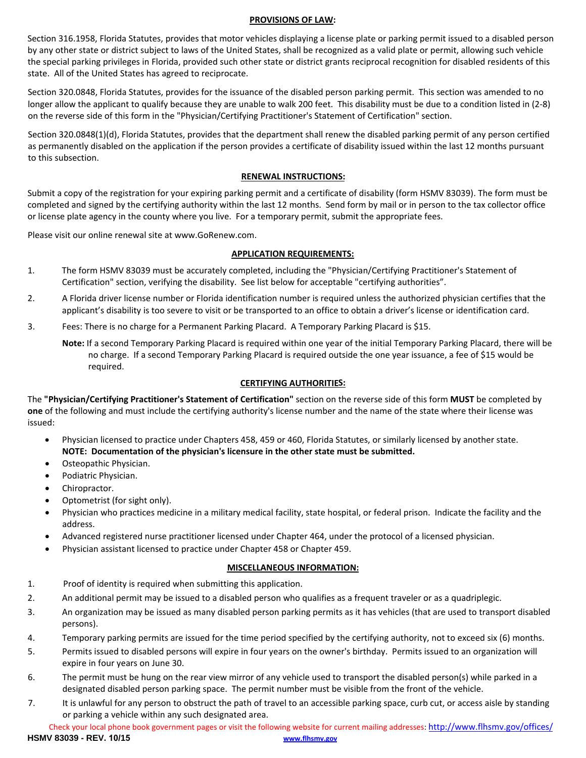## PROVISIONS OF LAW:

Section 316.1958, Florida Statutes, provides that motor vehicles displaying a license plate or parking permit issued to a disabled person by any other state or district subject to laws of the United States, shall be recognized as a valid plate or permit, allowing such vehicle the special parking privileges in Florida, provided such other state or district grants reciprocal recognition for disabled residents of this state. All of the United States has agreed to reciprocate.

Section 320.0848, Florida Statutes, provides for the issuance of the disabled person parking permit. This section was amended to no longer allow the applicant to qualify because they are unable to walk 200 feet. This disability must be due to a condition listed in (2-8) on the reverse side of this form in the "Physician/Certifying Practitioner's Statement of Certification" section.

Section 320.0848(1)(d), Florida Statutes, provides that the department shall renew the disabled parking permit of any person certified as permanently disabled on the application if the person provides a certificate of disability issued within the last 12 months pursuant to this subsection.

## RENEWAL INSTRUCTIONS:

Submit a copy of the registration for your expiring parking permit and a certificate of disability (form HSMV 83039). The form must be completed and signed by the certifying authority within the last 12 months. Send form by mail or in person to the tax collector office or license plate agency in the county where you live. For a temporary permit, submit the appropriate fees.

Please visit our online renewal site at www.GoRenew.com.

## APPLICATION REQUIREMENTS:

1. The form HSMV 83039 must be accurately completed, including the "Physician/Certifying Practitioner's Statement of Certification" section, verifying the disability. See list below for acceptable "certifying authorities".
2. A Florida driver license number or Florida identification number is required unless the authorized physician certifies that the applicant's disability is too severe to visit or be transported to an office to obtain a driver's license or identification card.
3. Fees: There is no charge for a Permanent Parking Placard. A Temporary Parking Placard is $15.

   **Note:** If a second Temporary Parking Placard is required within one year of the initial Temporary Parking Placard, there will be no charge. If a second Temporary Parking Placard is required outside the one year issuance, a fee of $15 would be required.

## CERTIFYING AUTHORITIES:

The **"Physician/Certifying Practitioner's Statement of Certification"** section on the reverse side of this form **MUST** be completed by **one** of the following and must include the certifying authority's license number and the name of the state where their license was issued:

- Physician licensed to practice under Chapters 458, 459 or 460, Florida Statutes, or similarly licensed by another state. **NOTE: Documentation of the physician's licensure in the other state must be submitted.**
- Osteopathic Physician.
- Podiatric Physician.
- Chiropractor.
- Optometrist (for sight only).
- Physician who practices medicine in a military medical facility, state hospital, or federal prison. Indicate the facility and the address.
- Advanced registered nurse practitioner licensed under Chapter 464, under the protocol of a licensed physician.
- Physician assistant licensed to practice under Chapter 458 or Chapter 459.

## MISCELLANEOUS INFORMATION:

1. Proof of identity is required when submitting this application.
2. An additional permit may be issued to a disabled person who qualifies as a frequent traveler or as a quadriplegic.
3. An organization may be issued as many disabled person parking permits as it has vehicles (that are used to transport disabled persons).
4. Temporary parking permits are issued for the time period specified by the certifying authority, not to exceed six (6) months.
5. Permits issued to disabled persons will expire in four years on the owner's birthday. Permits issued to an organization will expire in four years on June 30.
6. The permit must be hung on the rear view mirror of any vehicle used to transport the disabled person(s) while parked in a designated disabled person parking space. The permit number must be visible from the front of the vehicle.
7. It is unlawful for any person to obstruct the path of travel to an accessible parking space, curb cut, or access aisle by standing or parking a vehicle within any such designated area.

Check your local phone book government pages or visit the following website for current mailing addresses: http://www.flhsmv.gov/offices/

HSMV 83039 - REV. 10/15

www.flhsmv.gov